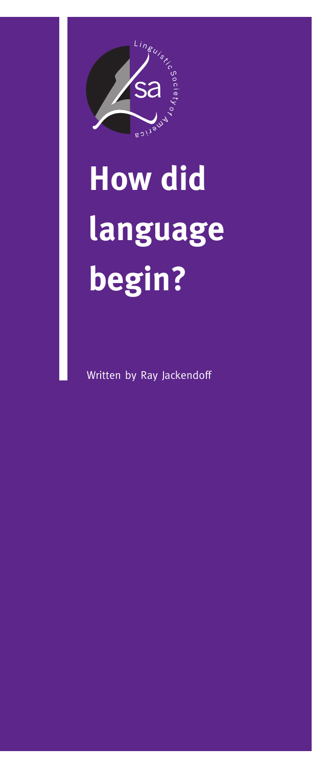Linguistic Society of America

# How did language begin?

Written by Ray Jackendoff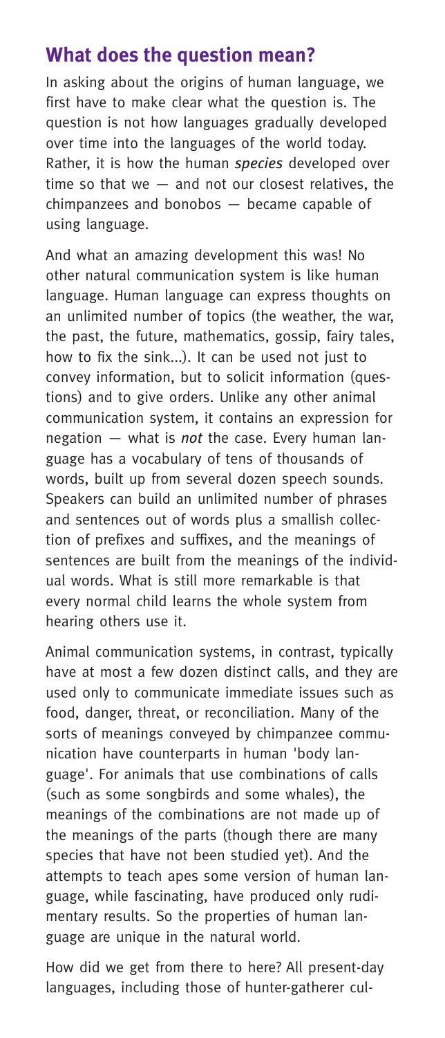## What does the question mean?

In asking about the origins of human language, we first have to make clear what the question is. The question is not how languages gradually developed over time into the languages of the world today. Rather, it is how the human *species* developed over time so that we — and not our closest relatives, the chimpanzees and bonobos — became capable of using language.

And what an amazing development this was! No other natural communication system is like human language. Human language can express thoughts on an unlimited number of topics (the weather, the war, the past, the future, mathematics, gossip, fairy tales, how to fix the sink...). It can be used not just to convey information, but to solicit information (questions) and to give orders. Unlike any other animal communication system, it contains an expression for negation — what is *not* the case. Every human language has a vocabulary of tens of thousands of words, built up from several dozen speech sounds. Speakers can build an unlimited number of phrases and sentences out of words plus a smallish collection of prefixes and suffixes, and the meanings of sentences are built from the meanings of the individual words. What is still more remarkable is that every normal child learns the whole system from hearing others use it.

Animal communication systems, in contrast, typically have at most a few dozen distinct calls, and they are used only to communicate immediate issues such as food, danger, threat, or reconciliation. Many of the sorts of meanings conveyed by chimpanzee communication have counterparts in human 'body language'. For animals that use combinations of calls (such as some songbirds and some whales), the meanings of the combinations are not made up of the meanings of the parts (though there are many species that have not been studied yet). And the attempts to teach apes some version of human language, while fascinating, have produced only rudimentary results. So the properties of human language are unique in the natural world.

How did we get from there to here? All present-day languages, including those of hunter-gatherer cul-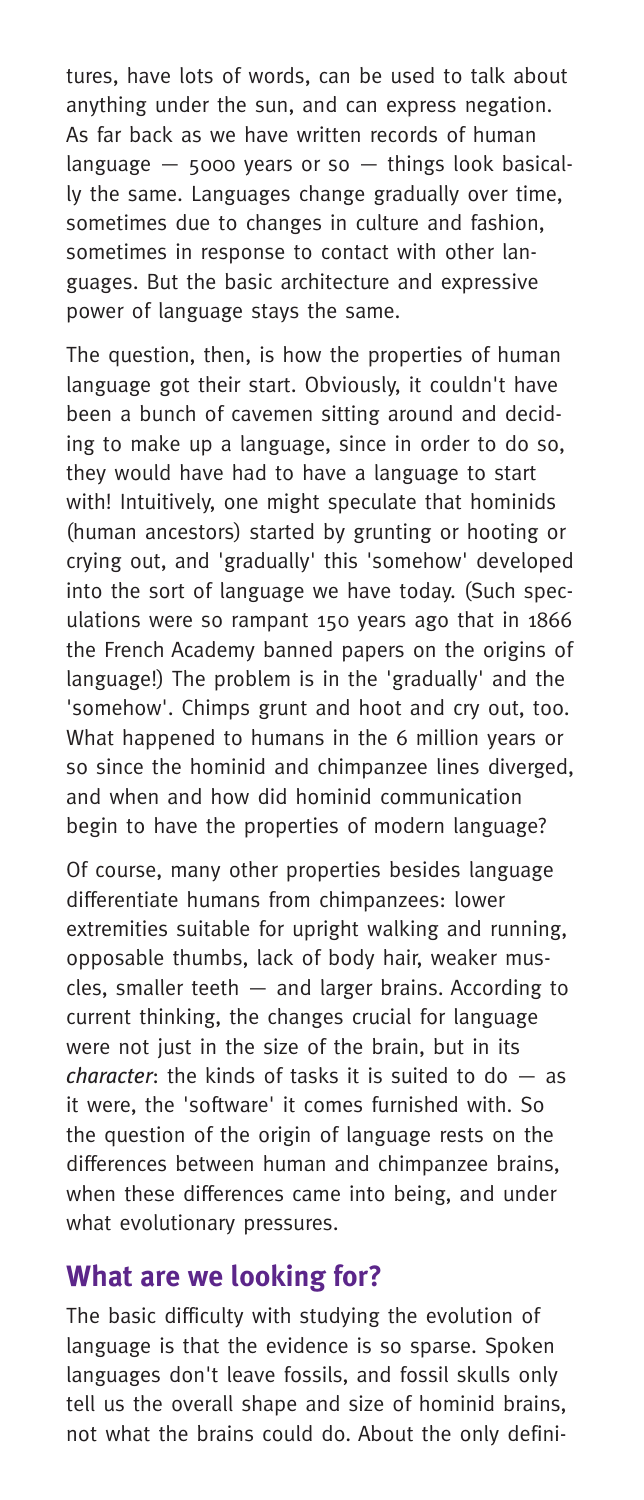tures, have lots of words, can be used to talk about anything under the sun, and can express negation. As far back as we have written records of human language — 5000 years or so — things look basically the same. Languages change gradually over time, sometimes due to changes in culture and fashion, sometimes in response to contact with other languages. But the basic architecture and expressive power of language stays the same.

The question, then, is how the properties of human language got their start. Obviously, it couldn't have been a bunch of cavemen sitting around and deciding to make up a language, since in order to do so, they would have had to have a language to start with! Intuitively, one might speculate that hominids (human ancestors) started by grunting or hooting or crying out, and 'gradually' this 'somehow' developed into the sort of language we have today. (Such speculations were so rampant 150 years ago that in 1866 the French Academy banned papers on the origins of language!) The problem is in the 'gradually' and the 'somehow'. Chimps grunt and hoot and cry out, too. What happened to humans in the 6 million years or so since the hominid and chimpanzee lines diverged, and when and how did hominid communication begin to have the properties of modern language?

Of course, many other properties besides language differentiate humans from chimpanzees: lower extremities suitable for upright walking and running, opposable thumbs, lack of body hair, weaker muscles, smaller teeth — and larger brains. According to current thinking, the changes crucial for language were not just in the size of the brain, but in its *character*: the kinds of tasks it is suited to do — as it were, the 'software' it comes furnished with. So the question of the origin of language rests on the differences between human and chimpanzee brains, when these differences came into being, and under what evolutionary pressures.

## What are we looking for?

The basic difficulty with studying the evolution of language is that the evidence is so sparse. Spoken languages don't leave fossils, and fossil skulls only tell us the overall shape and size of hominid brains, not what the brains could do. About the only defini-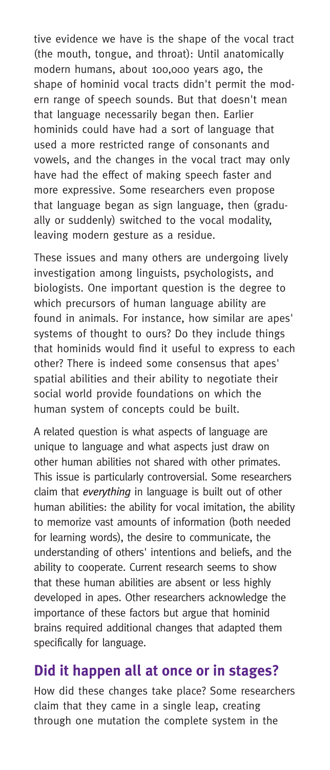tive evidence we have is the shape of the vocal tract (the mouth, tongue, and throat): Until anatomically modern humans, about 100,000 years ago, the shape of hominid vocal tracts didn't permit the modern range of speech sounds. But that doesn't mean that language necessarily began then. Earlier hominids could have had a sort of language that used a more restricted range of consonants and vowels, and the changes in the vocal tract may only have had the effect of making speech faster and more expressive. Some researchers even propose that language began as sign language, then (gradually or suddenly) switched to the vocal modality, leaving modern gesture as a residue.

These issues and many others are undergoing lively investigation among linguists, psychologists, and biologists. One important question is the degree to which precursors of human language ability are found in animals. For instance, how similar are apes' systems of thought to ours? Do they include things that hominids would find it useful to express to each other? There is indeed some consensus that apes' spatial abilities and their ability to negotiate their social world provide foundations on which the human system of concepts could be built.

A related question is what aspects of language are unique to language and what aspects just draw on other human abilities not shared with other primates. This issue is particularly controversial. Some researchers claim that *everything* in language is built out of other human abilities: the ability for vocal imitation, the ability to memorize vast amounts of information (both needed for learning words), the desire to communicate, the understanding of others' intentions and beliefs, and the ability to cooperate. Current research seems to show that these human abilities are absent or less highly developed in apes. Other researchers acknowledge the importance of these factors but argue that hominid brains required additional changes that adapted them specifically for language.

## Did it happen all at once or in stages?

How did these changes take place? Some researchers claim that they came in a single leap, creating through one mutation the complete system in the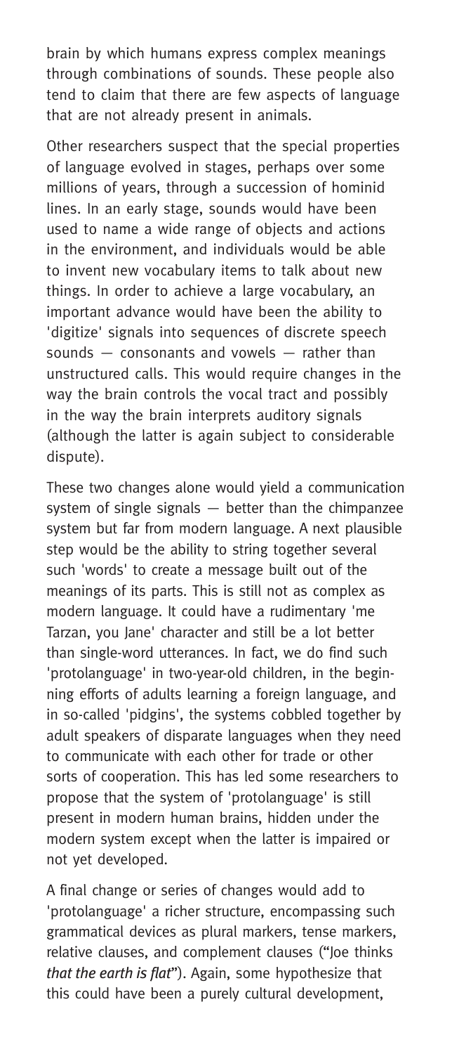brain by which humans express complex meanings through combinations of sounds. These people also tend to claim that there are few aspects of language that are not already present in animals.

Other researchers suspect that the special properties of language evolved in stages, perhaps over some millions of years, through a succession of hominid lines. In an early stage, sounds would have been used to name a wide range of objects and actions in the environment, and individuals would be able to invent new vocabulary items to talk about new things. In order to achieve a large vocabulary, an important advance would have been the ability to 'digitize' signals into sequences of discrete speech sounds — consonants and vowels — rather than unstructured calls. This would require changes in the way the brain controls the vocal tract and possibly in the way the brain interprets auditory signals (although the latter is again subject to considerable dispute).

These two changes alone would yield a communication system of single signals — better than the chimpanzee system but far from modern language. A next plausible step would be the ability to string together several such 'words' to create a message built out of the meanings of its parts. This is still not as complex as modern language. It could have a rudimentary 'me Tarzan, you Jane' character and still be a lot better than single-word utterances. In fact, we do find such 'protolanguage' in two-year-old children, in the beginning efforts of adults learning a foreign language, and in so-called 'pidgins', the systems cobbled together by adult speakers of disparate languages when they need to communicate with each other for trade or other sorts of cooperation. This has led some researchers to propose that the system of 'protolanguage' is still present in modern human brains, hidden under the modern system except when the latter is impaired or not yet developed.

A final change or series of changes would add to 'protolanguage' a richer structure, encompassing such grammatical devices as plural markers, tense markers, relative clauses, and complement clauses ("Joe thinks *that the earth is flat*"). Again, some hypothesize that this could have been a purely cultural development,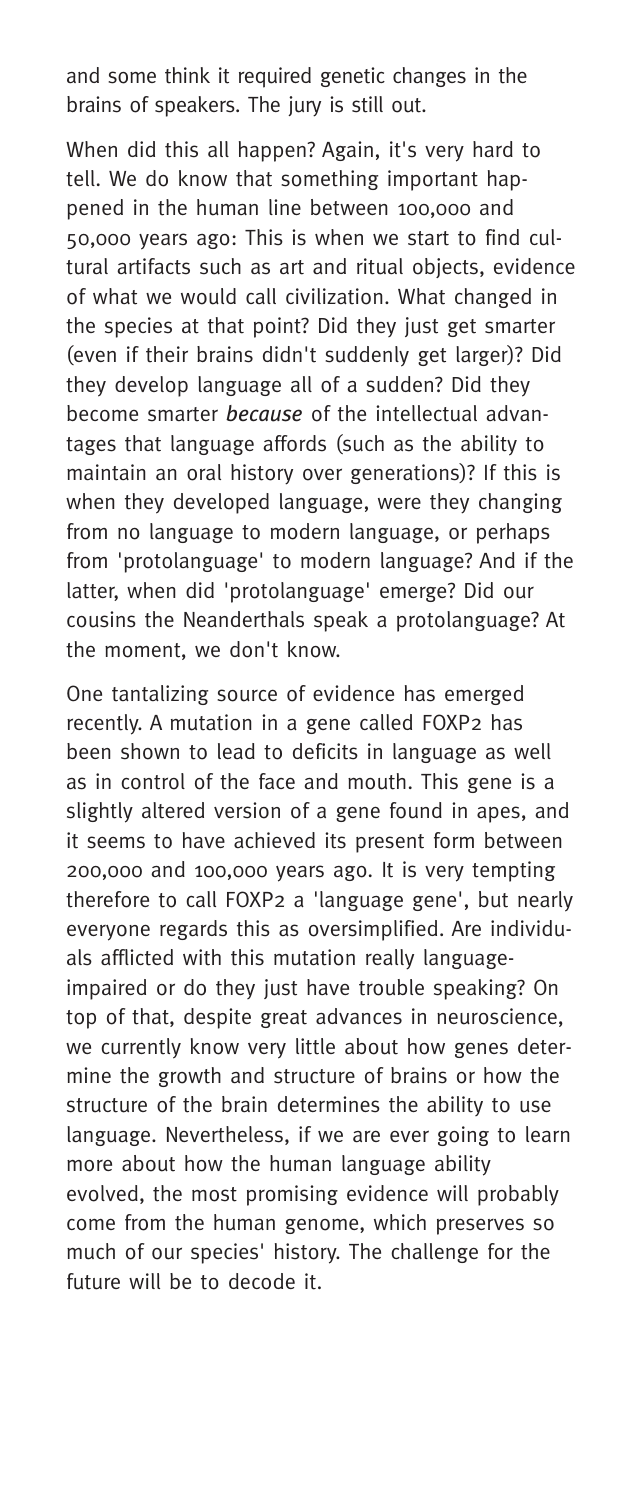and some think it required genetic changes in the brains of speakers. The jury is still out.

When did this all happen? Again, it's very hard to tell. We do know that something important happened in the human line between 100,000 and 50,000 years ago: This is when we start to find cultural artifacts such as art and ritual objects, evidence of what we would call civilization. What changed in the species at that point? Did they just get smarter (even if their brains didn't suddenly get larger)? Did they develop language all of a sudden? Did they become smarter *because* of the intellectual advantages that language affords (such as the ability to maintain an oral history over generations)? If this is when they developed language, were they changing from no language to modern language, or perhaps from 'protolanguage' to modern language? And if the latter, when did 'protolanguage' emerge? Did our cousins the Neanderthals speak a protolanguage? At the moment, we don't know.

One tantalizing source of evidence has emerged recently. A mutation in a gene called FOXP2 has been shown to lead to deficits in language as well as in control of the face and mouth. This gene is a slightly altered version of a gene found in apes, and it seems to have achieved its present form between 200,000 and 100,000 years ago. It is very tempting therefore to call FOXP2 a 'language gene', but nearly everyone regards this as oversimplified. Are individuals afflicted with this mutation really language-impaired or do they just have trouble speaking? On top of that, despite great advances in neuroscience, we currently know very little about how genes determine the growth and structure of brains or how the structure of the brain determines the ability to use language. Nevertheless, if we are ever going to learn more about how the human language ability evolved, the most promising evidence will probably come from the human genome, which preserves so much of our species' history. The challenge for the future will be to decode it.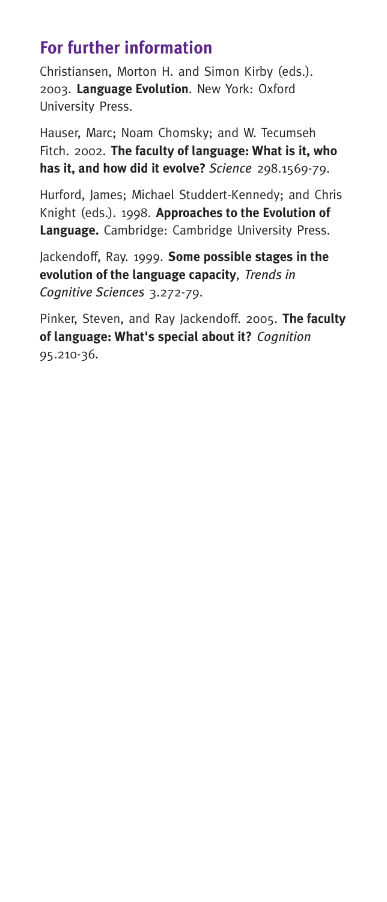## For further information

Christiansen, Morton H. and Simon Kirby (eds.). 2003. **Language Evolution**. New York: Oxford University Press.

Hauser, Marc; Noam Chomsky; and W. Tecumseh Fitch. 2002. **The faculty of language: What is it, who has it, and how did it evolve?** *Science* 298.1569-79.

Hurford, James; Michael Studdert-Kennedy; and Chris Knight (eds.). 1998. **Approaches to the Evolution of Language.** Cambridge: Cambridge University Press.

Jackendoff, Ray. 1999. **Some possible stages in the evolution of the language capacity**, *Trends in Cognitive Sciences* 3.272-79.

Pinker, Steven, and Ray Jackendoff. 2005. **The faculty of language: What's special about it?** *Cognition* 95.210-36.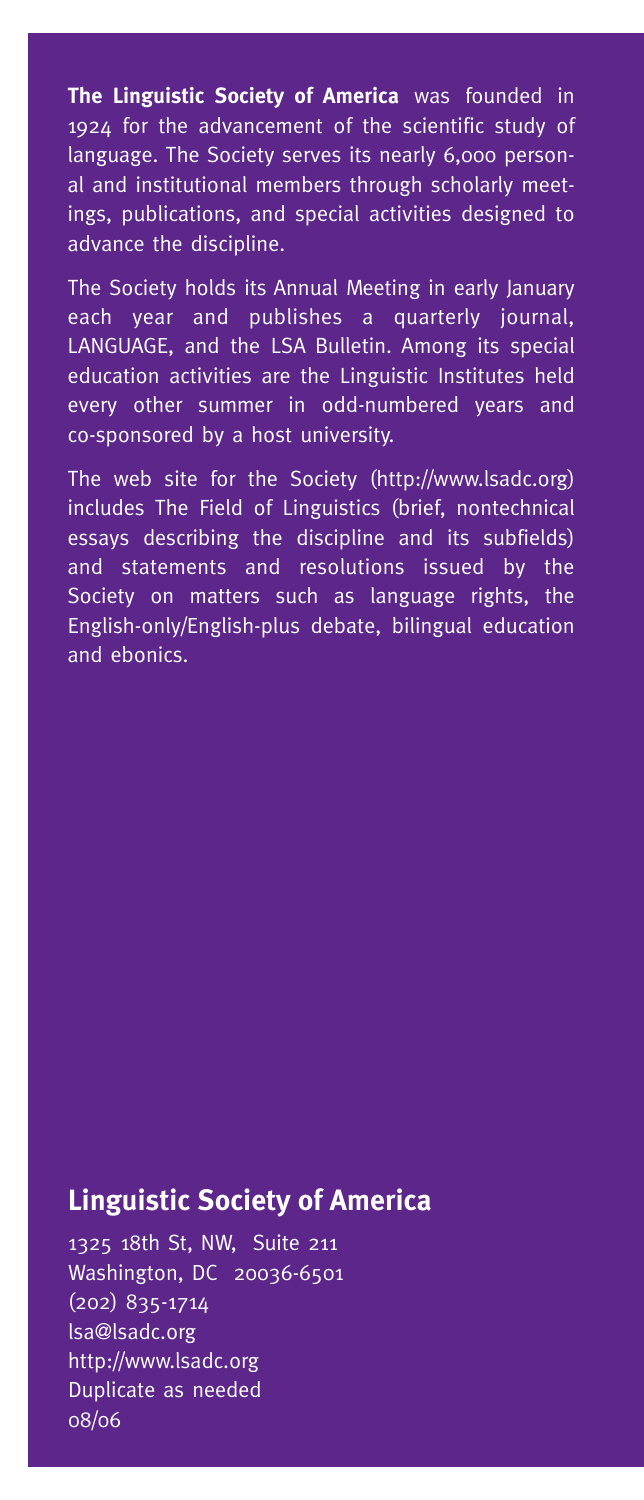**The Linguistic Society of America** was founded in 1924 for the advancement of the scientific study of language. The Society serves its nearly 6,000 personal and institutional members through scholarly meetings, publications, and special activities designed to advance the discipline.

The Society holds its Annual Meeting in early January each year and publishes a quarterly journal, LANGUAGE, and the LSA Bulletin. Among its special education activities are the Linguistic Institutes held every other summer in odd-numbered years and co-sponsored by a host university.

The web site for the Society (http://www.lsadc.org) includes The Field of Linguistics (brief, nontechnical essays describing the discipline and its subfields) and statements and resolutions issued by the Society on matters such as language rights, the English-only/English-plus debate, bilingual education and ebonics.

## Linguistic Society of America

1325 18th St, NW, Suite 211
Washington, DC 20036-6501
(202) 835-1714
lsa@lsadc.org
http://www.lsadc.org
Duplicate as needed
08/06